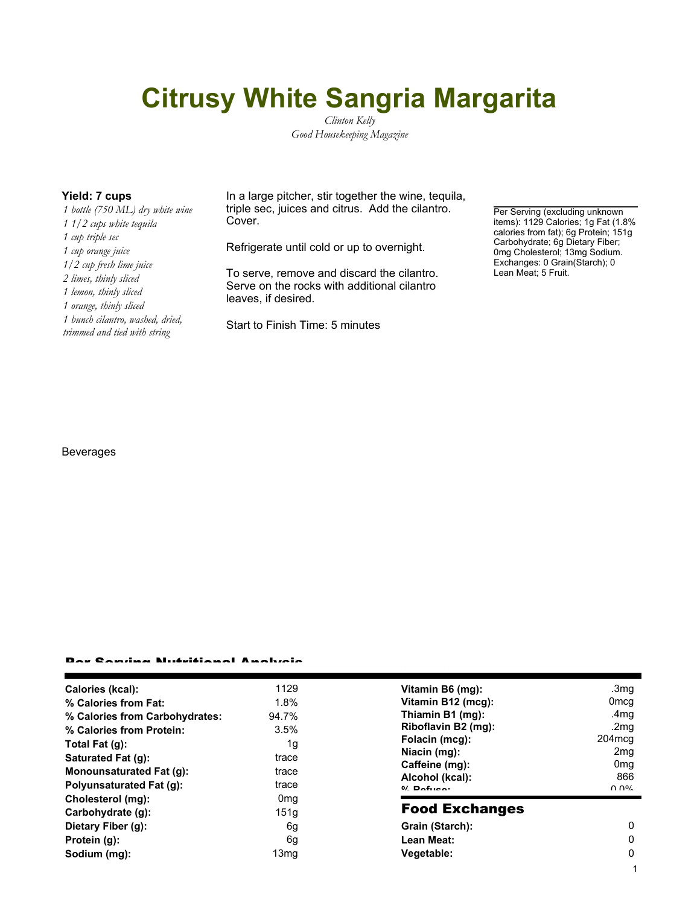# Citrusy White Sangria Margarita

*Clinton Kelly*
*Good Housekeeping Magazine*

**Yield: 7 cups**

*1 bottle (750 ML) dry white wine*
*1 1/2 cups white tequila*
*1 cup triple sec*
*1 cup orange juice*
*1/2 cup fresh lime juice*
*2 limes, thinly sliced*
*1 lemon, thinly sliced*
*1 orange, thinly sliced*
*1 bunch cilantro, washed, dried, trimmed and tied with string*

In a large pitcher, stir together the wine, tequila, triple sec, juices and citrus. Add the cilantro. Cover.

Refrigerate until cold or up to overnight.

To serve, remove and discard the cilantro. Serve on the rocks with additional cilantro leaves, if desired.

Start to Finish Time: 5 minutes

Per Serving (excluding unknown items): 1129 Calories; 1g Fat (1.8% calories from fat); 6g Protein; 151g Carbohydrate; 6g Dietary Fiber; 0mg Cholesterol; 13mg Sodium. Exchanges: 0 Grain(Starch); 0 Lean Meat; 5 Fruit.

Beverages

## Per Serving Nutritional Analysis

| | |
|---|---|
| **Calories (kcal):** | 1129 |
| **% Calories from Fat:** | 1.8% |
| **% Calories from Carbohydrates:** | 94.7% |
| **% Calories from Protein:** | 3.5% |
| **Total Fat (g):** | 1g |
| **Saturated Fat (g):** | trace |
| **Monounsaturated Fat (g):** | trace |
| **Polyunsaturated Fat (g):** | trace |
| **Cholesterol (mg):** | 0mg |
| **Carbohydrate (g):** | 151g |
| **Dietary Fiber (g):** | 6g |
| **Protein (g):** | 6g |
| **Sodium (mg):** | 13mg |

| | |
|---|---|
| **Vitamin B6 (mg):** | .3mg |
| **Vitamin B12 (mcg):** | 0mcg |
| **Thiamin B1 (mg):** | .4mg |
| **Riboflavin B2 (mg):** | .2mg |
| **Folacin (mcg):** | 204mcg |
| **Niacin (mg):** | 2mg |
| **Caffeine (mg):** | 0mg |
| **Alcohol (kcal):** | 866 |
| **% Refuse:** | 0.0% |

## Food Exchanges

| | |
|---|---|
| **Grain (Starch):** | 0 |
| **Lean Meat:** | 0 |
| **Vegetable:** | 0 |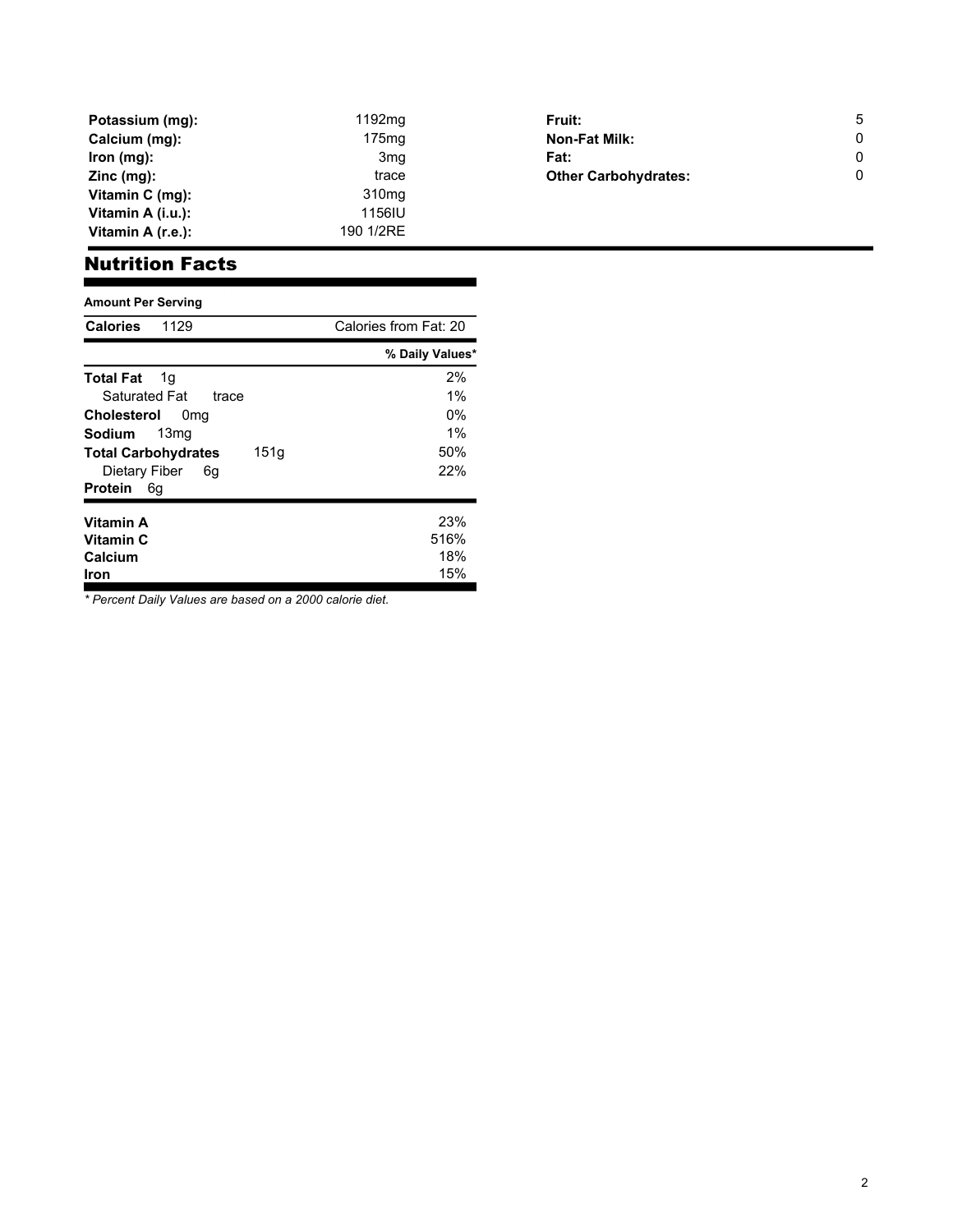| | |
|---|---|
| **Potassium (mg):** | 1192mg |
| **Calcium (mg):** | 175mg |
| **Iron (mg):** | 3mg |
| **Zinc (mg):** | trace |
| **Vitamin C (mg):** | 310mg |
| **Vitamin A (i.u.):** | 1156IU |
| **Vitamin A (r.e.):** | 190 1/2RE |

| | |
|---|---|
| **Fruit:** | 5 |
| **Non-Fat Milk:** | 0 |
| **Fat:** | 0 |
| **Other Carbohydrates:** | 0 |

## Nutrition Facts

**Amount Per Serving**

| | |
|---|---|
| **Calories** 1129 | Calories from Fat: 20 |
| | **% Daily Values*** |
| **Total Fat** 1g | 2% |
| Saturated Fat trace | 1% |
| **Cholesterol** 0mg | 0% |
| **Sodium** 13mg | 1% |
| **Total Carbohydrates** 151g | 50% |
| Dietary Fiber 6g | 22% |
| **Protein** 6g | |
| **Vitamin A** | 23% |
| **Vitamin C** | 516% |
| **Calcium** | 18% |
| **Iron** | 15% |

*\* Percent Daily Values are based on a 2000 calorie diet.*